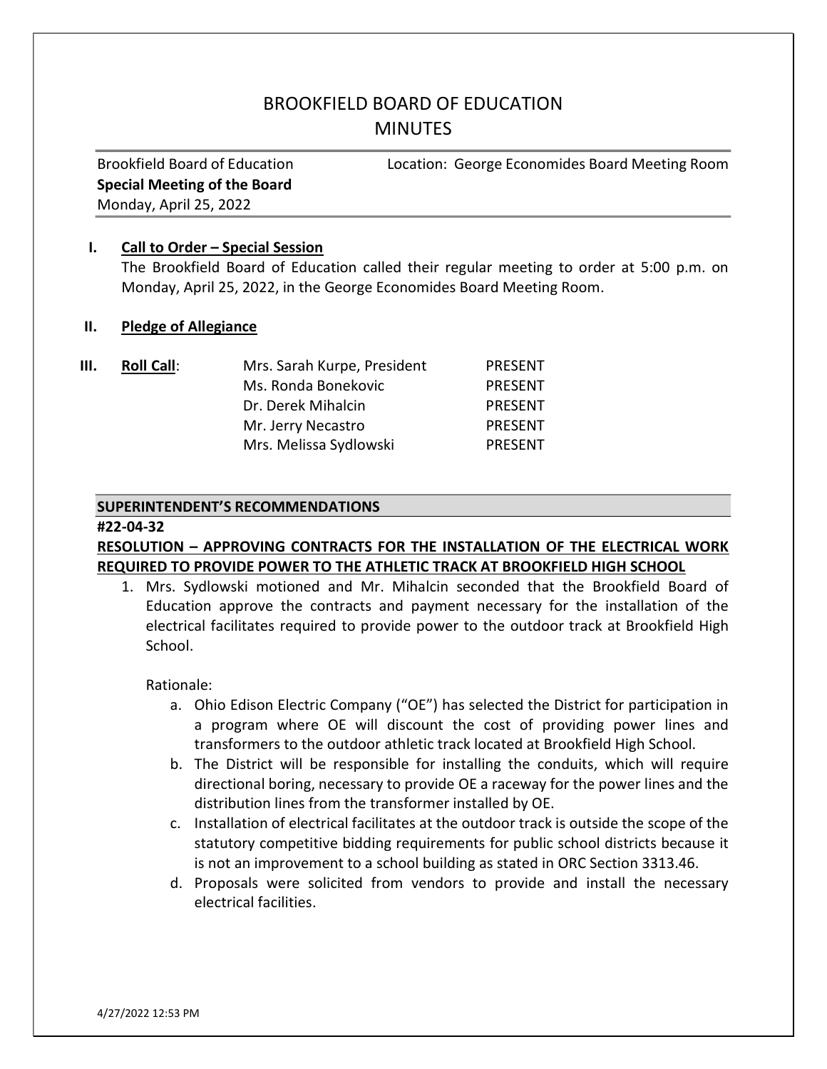# BROOKFIELD BOARD OF EDUCATION
# MINUTES

| Brookfield Board of Education | Location: George Economides Board Meeting Room |
|---|---|
| **Special Meeting of the Board** | |
| Monday, April 25, 2022 | |

**I. Call to Order – Special Session**

The Brookfield Board of Education called their regular meeting to order at 5:00 p.m. on Monday, April 25, 2022, in the George Economides Board Meeting Room.

**II. Pledge of Allegiance**

**III. Roll Call:**

| | |
|---|---|
| Mrs. Sarah Kurpe, President | PRESENT |
| Ms. Ronda Bonekovic | PRESENT |
| Dr. Derek Mihalcin | PRESENT |
| Mr. Jerry Necastro | PRESENT |
| Mrs. Melissa Sydlowski | PRESENT |

## SUPERINTENDENT'S RECOMMENDATIONS

**#22-04-32**

**RESOLUTION – APPROVING CONTRACTS FOR THE INSTALLATION OF THE ELECTRICAL WORK REQUIRED TO PROVIDE POWER TO THE ATHLETIC TRACK AT BROOKFIELD HIGH SCHOOL**

1. Mrs. Sydlowski motioned and Mr. Mihalcin seconded that the Brookfield Board of Education approve the contracts and payment necessary for the installation of the electrical facilitates required to provide power to the outdoor track at Brookfield High School.

   Rationale:

   a. Ohio Edison Electric Company ("OE") has selected the District for participation in a program where OE will discount the cost of providing power lines and transformers to the outdoor athletic track located at Brookfield High School.
   b. The District will be responsible for installing the conduits, which will require directional boring, necessary to provide OE a raceway for the power lines and the distribution lines from the transformer installed by OE.
   c. Installation of electrical facilitates at the outdoor track is outside the scope of the statutory competitive bidding requirements for public school districts because it is not an improvement to a school building as stated in ORC Section 3313.46.
   d. Proposals were solicited from vendors to provide and install the necessary electrical facilities.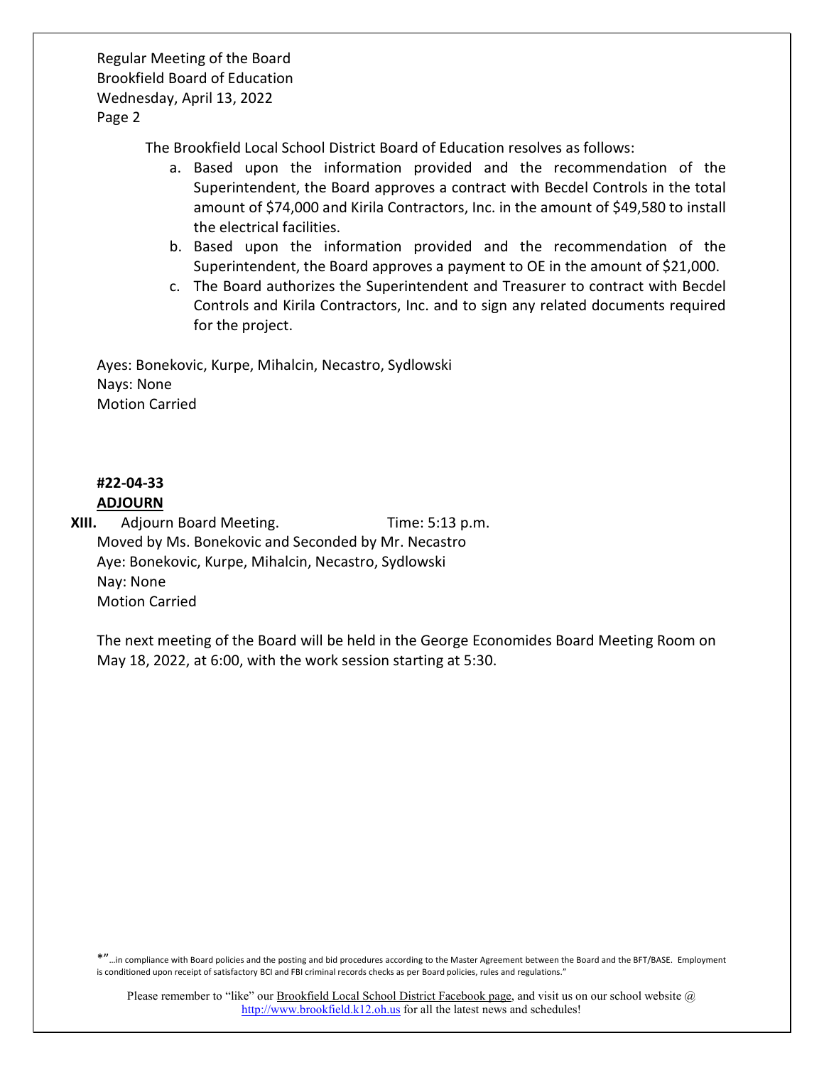The Brookfield Local School District Board of Education resolves as follows:

a. Based upon the information provided and the recommendation of the Superintendent, the Board approves a contract with Becdel Controls in the total amount of $74,000 and Kirila Contractors, Inc. in the amount of $49,580 to install the electrical facilities.
b. Based upon the information provided and the recommendation of the Superintendent, the Board approves a payment to OE in the amount of $21,000.
c. The Board authorizes the Superintendent and Treasurer to contract with Becdel Controls and Kirila Contractors, Inc. and to sign any related documents required for the project.

Ayes: Bonekovic, Kurpe, Mihalcin, Necastro, Sydlowski
Nays: None
Motion Carried

**#22-04-33**
**ADJOURN**

**XIII.** Adjourn Board Meeting. Time: 5:13 p.m.
Moved by Ms. Bonekovic and Seconded by Mr. Necastro
Aye: Bonekovic, Kurpe, Mihalcin, Necastro, Sydlowski
Nay: None
Motion Carried

The next meeting of the Board will be held in the George Economides Board Meeting Room on May 18, 2022, at 6:00, with the work session starting at 5:30.

*"…in compliance with Board policies and the posting and bid procedures according to the Master Agreement between the Board and the BFT/BASE. Employment is conditioned upon receipt of satisfactory BCI and FBI criminal records checks as per Board policies, rules and regulations."

Please remember to "like" our Brookfield Local School District Facebook page, and visit us on our school website @ http://www.brookfield.k12.oh.us for all the latest news and schedules!